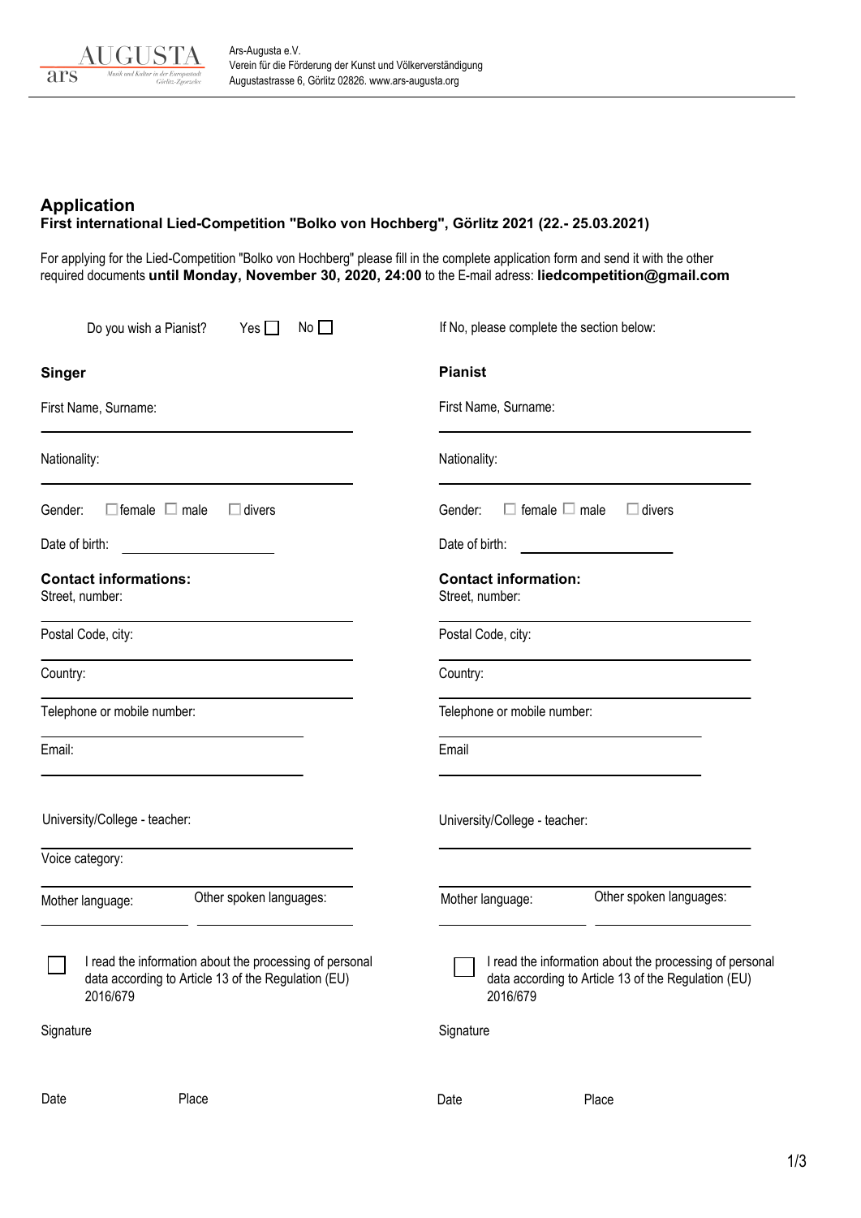AUGUSTA
ars
Musik und Kultur in der Europastadt Görlitz-Zgorzelec

Ars-Augusta e.V.
Verein für die Förderung der Kunst und Völkerverständigung
Augustastrasse 6, Görlitz 02826. www.ars-augusta.org

## Application

### First international Lied-Competition "Bolko von Hochberg", Görlitz 2021 (22.- 25.03.2021)

For applying for the Lied-Competition "Bolko von Hochberg" please fill in the complete application form and send it with the other required documents **until Monday, November 30, 2020, 24:00** to the E-mail adress: **liedcompetition@gmail.com**

Do you wish a Pianist? Yes ☐ No ☐

If No, please complete the section below:

**Singer**

First Name, Surname:

Nationality:

Gender: ☐ female ☐ male ☐ divers

Date of birth:

**Contact informations:**

Street, number:

Postal Code, city:

Country:

Telephone or mobile number:

Email:

University/College - teacher:

Voice category:

Mother language:

Other spoken languages:

☐ I read the information about the processing of personal data according to Article 13 of the Regulation (EU) 2016/679

Signature

Date

Place

**Pianist**

First Name, Surname:

Nationality:

Gender: ☐ female ☐ male ☐ divers

Date of birth:

**Contact information:**

Street, number:

Postal Code, city:

Country:

Telephone or mobile number:

Email

University/College - teacher:

Mother language:

Other spoken languages:

☐ I read the information about the processing of personal data according to Article 13 of the Regulation (EU) 2016/679

Signature

Date

Place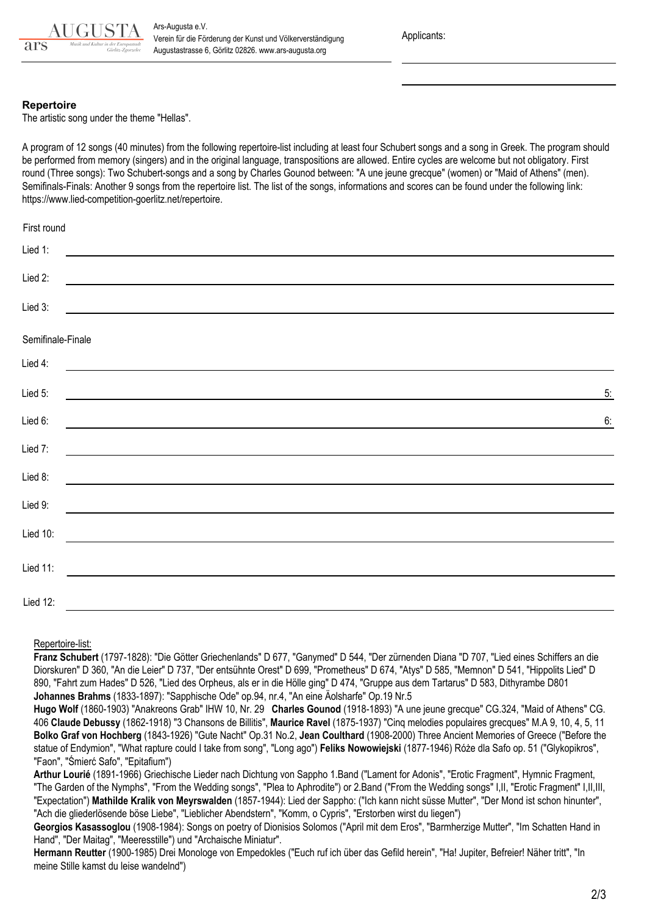AUGUSTA ars *Musik und Kultur in der Europastadt Görlitz-Zgorzelec*

Ars-Augusta e.V.
Verein für die Förderung der Kunst und Völkerverständigung
Augustastrasse 6, Görlitz 02826. www.ars-augusta.org

Applicants:

____________________

____________________

**Repertoire**

The artistic song under the theme "Hellas".

A program of 12 songs (40 minutes) from the following repertoire-list including at least four Schubert songs and a song in Greek. The program should be performed from memory (singers) and in the original language, transpositions are allowed. Entire cycles are welcome but not obligatory. First round (Three songs): Two Schubert-songs and a song by Charles Gounod between: "A une jeune grecque" (women) or "Maid of Athens" (men). Semifinals-Finals: Another 9 songs from the repertoire list. The list of the songs, informations and scores can be found under the following link: https://www.lied-competition-goerlitz.net/repertoire.

First round

Lied 1: ____________________

Lied 2: ____________________

Lied 3: ____________________

Semifinale-Finale

Lied 4: ____________________

Lied 5: ____________________ 5:

Lied 6: ____________________ 6:

Lied 7: ____________________

Lied 8: ____________________

Lied 9: ____________________

Lied 10: ____________________

Lied 11: ____________________

Lied 12: ____________________

Repertoire-list:

**Franz Schubert** (1797-1828): "Die Götter Griechenlands" D 677, "Ganymed" D 544, "Der zürnenden Diana "D 707, "Lied eines Schiffers an die Diorskuren" D 360, "An die Leier" D 737, "Der entsühnte Orest" D 699, "Prometheus" D 674, "Atys" D 585, "Memnon" D 541, "Hippolits Lied" D 890, "Fahrt zum Hades" D 526, "Lied des Orpheus, als er in die Hölle ging" D 474, "Gruppe aus dem Tartarus" D 583, Dithyrambe D801
**Johannes Brahms** (1833-1897): "Sapphische Ode" op.94, nr.4, "An eine Äolsharfe" Op.19 Nr.5
**Hugo Wolf** (1860-1903) "Anakreons Grab" IHW 10, Nr. 29 **Charles Gounod** (1918-1893) "A une jeune grecque" CG.324, "Maid of Athens" CG. 406 **Claude Debussy** (1862-1918) "3 Chansons de Billitis", **Maurice Ravel** (1875-1937) "Cinq melodies populaires grecques" M.A 9, 10, 4, 5, 11 **Bolko Graf von Hochberg** (1843-1926) "Gute Nacht" Op.31 No.2, **Jean Coulthard** (1908-2000) Three Ancient Memories of Greece ("Before the statue of Endymion", "What rapture could I take from song", "Long ago") **Feliks Nowowiejski** (1877-1946) Róże dla Safo op. 51 ("Glykopikros", "Faon", "Śmierć Safo", "Epitafium")
**Arthur Lourié** (1891-1966) Griechische Lieder nach Dichtung von Sappho 1.Band ("Lament for Adonis", "Erotic Fragment", Hymnic Fragment, "The Garden of the Nymphs", "From the Wedding songs", "Plea to Aphrodite") or 2.Band ("From the Wedding songs" I,II, "Erotic Fragment" I,II,III, "Expectation") **Mathilde Kralik von Meyrswalden** (1857-1944): Lied der Sappho: ("Ich kann nicht süsse Mutter", "Der Mond ist schon hinunter", "Ach die gliederlösende böse Liebe", "Lieblicher Abendstern", "Komm, o Cypris", "Erstorben wirst du liegen")
**Georgios Kasassoglou** (1908-1984): Songs on poetry of Dionisios Solomos ("April mit dem Eros", "Barmherzige Mutter", "Im Schatten Hand in Hand", "Der Maitag", "Meeresstille") und "Archaische Miniatur".
**Hermann Reutter** (1900-1985) Drei Monologe von Empedokles ("Euch ruf ich über das Gefild herein", "Ha! Jupiter, Befreier! Näher tritt", "In meine Stille kamst du leise wandelnd")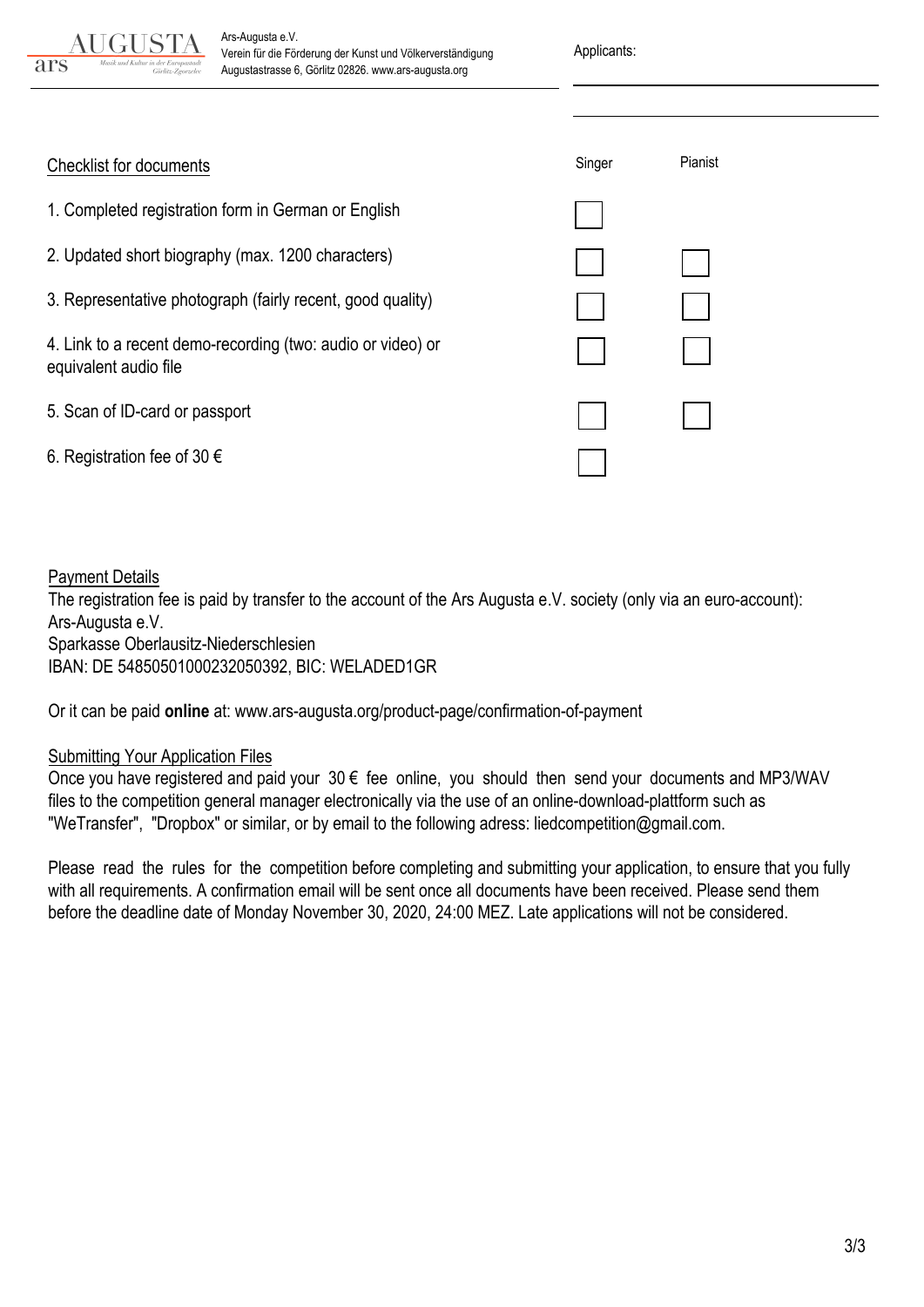Ars-Augusta e.V.
Verein für die Förderung der Kunst und Völkerverständigung
Augustastrasse 6, Görlitz 02826. www.ars-augusta.org

Applicants:

| Checklist for documents | Singer | Pianist |
|---|---|---|
| 1. Completed registration form in German or English | ☐ | |
| 2. Updated short biography (max. 1200 characters) | ☐ | ☐ |
| 3. Representative photograph (fairly recent, good quality) | ☐ | ☐ |
| 4. Link to a recent demo-recording (two: audio or video) or equivalent audio file | ☐ | ☐ |
| 5. Scan of ID-card or passport | ☐ | ☐ |
| 6. Registration fee of 30 € | ☐ | |

## Payment Details

The registration fee is paid by transfer to the account of the Ars Augusta e.V. society (only via an euro-account):
Ars-Augusta e.V.
Sparkasse Oberlausitz-Niederschlesien
IBAN: DE 54850501000232050392, BIC: WELADED1GR

Or it can be paid **online** at: www.ars-augusta.org/product-page/confirmation-of-payment

## Submitting Your Application Files

Once you have registered and paid your 30 € fee online, you should then send your documents and MP3/WAV files to the competition general manager electronically via the use of an online-download-plattform such as "WeTransfer", "Dropbox" or similar, or by email to the following adress: liedcompetition@gmail.com.

Please read the rules for the competition before completing and submitting your application, to ensure that you fully with all requirements. A confirmation email will be sent once all documents have been received. Please send them before the deadline date of Monday November 30, 2020, 24:00 MEZ. Late applications will not be considered.